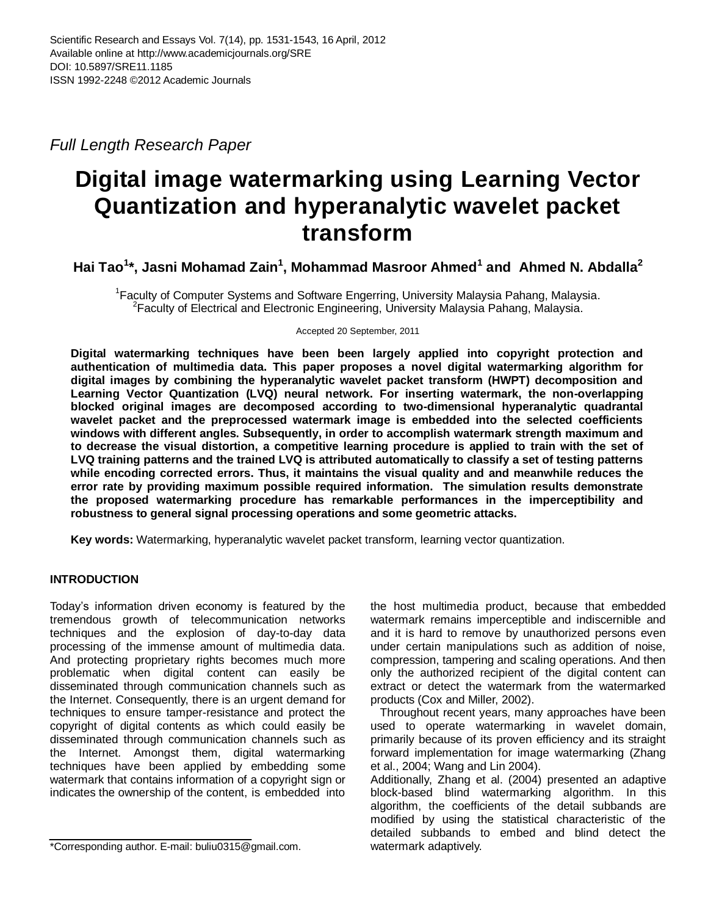Scientific Research and Essays Vol. 7(14), pp. 1531-1543, 16 April, 2012
Available online at http://www.academicjournals.org/SRE
DOI: 10.5897/SRE11.1185
ISSN 1992-2248 ©2012 Academic Journals

*Full Length Research Paper*

# Digital image watermarking using Learning Vector Quantization and hyperanalytic wavelet packet transform

**Hai Tao[1]*, Jasni Mohamad Zain[1], Mohammad Masroor Ahmed[1] and Ahmed N. Abdalla[2]**

[1]Faculty of Computer Systems and Software Engerring, University Malaysia Pahang, Malaysia.
[2]Faculty of Electrical and Electronic Engineering, University Malaysia Pahang, Malaysia.

Accepted 20 September, 2011

**Digital watermarking techniques have been been largely applied into copyright protection and authentication of multimedia data. This paper proposes a novel digital watermarking algorithm for digital images by combining the hyperanalytic wavelet packet transform (HWPT) decomposition and Learning Vector Quantization (LVQ) neural network. For inserting watermark, the non-overlapping blocked original images are decomposed according to two-dimensional hyperanalytic quadrantal wavelet packet and the preprocessed watermark image is embedded into the selected coefficients windows with different angles. Subsequently, in order to accomplish watermark strength maximum and to decrease the visual distortion, a competitive learning procedure is applied to train with the set of LVQ training patterns and the trained LVQ is attributed automatically to classify a set of testing patterns while encoding corrected errors. Thus, it maintains the visual quality and and meanwhile reduces the error rate by providing maximum possible required information. The simulation results demonstrate the proposed watermarking procedure has remarkable performances in the imperceptibility and robustness to general signal processing operations and some geometric attacks.**

**Key words:** Watermarking, hyperanalytic wavelet packet transform, learning vector quantization.

## INTRODUCTION

Today's information driven economy is featured by the tremendous growth of telecommunication networks techniques and the explosion of day-to-day data processing of the immense amount of multimedia data. And protecting proprietary rights becomes much more problematic when digital content can easily be disseminated through communication channels such as the Internet. Consequently, there is an urgent demand for techniques to ensure tamper-resistance and protect the copyright of digital contents as which could easily be disseminated through communication channels such as the Internet. Amongst them, digital watermarking techniques have been applied by embedding some watermark that contains information of a copyright sign or indicates the ownership of the content, is embedded into the host multimedia product, because that embedded watermark remains imperceptible and indiscernible and and it is hard to remove by unauthorized persons even under certain manipulations such as addition of noise, compression, tampering and scaling operations. And then only the authorized recipient of the digital content can extract or detect the watermark from the watermarked products (Cox and Miller, 2002).

Throughout recent years, many approaches have been used to operate watermarking in wavelet domain, primarily because of its proven efficiency and its straight forward implementation for image watermarking (Zhang et al., 2004; Wang and Lin 2004).

Additionally, Zhang et al. (2004) presented an adaptive block-based blind watermarking algorithm. In this algorithm, the coefficients of the detail subbands are modified by using the statistical characteristic of the detailed subbands to embed and blind detect the watermark adaptively.

*Corresponding author. E-mail: buliu0315@gmail.com.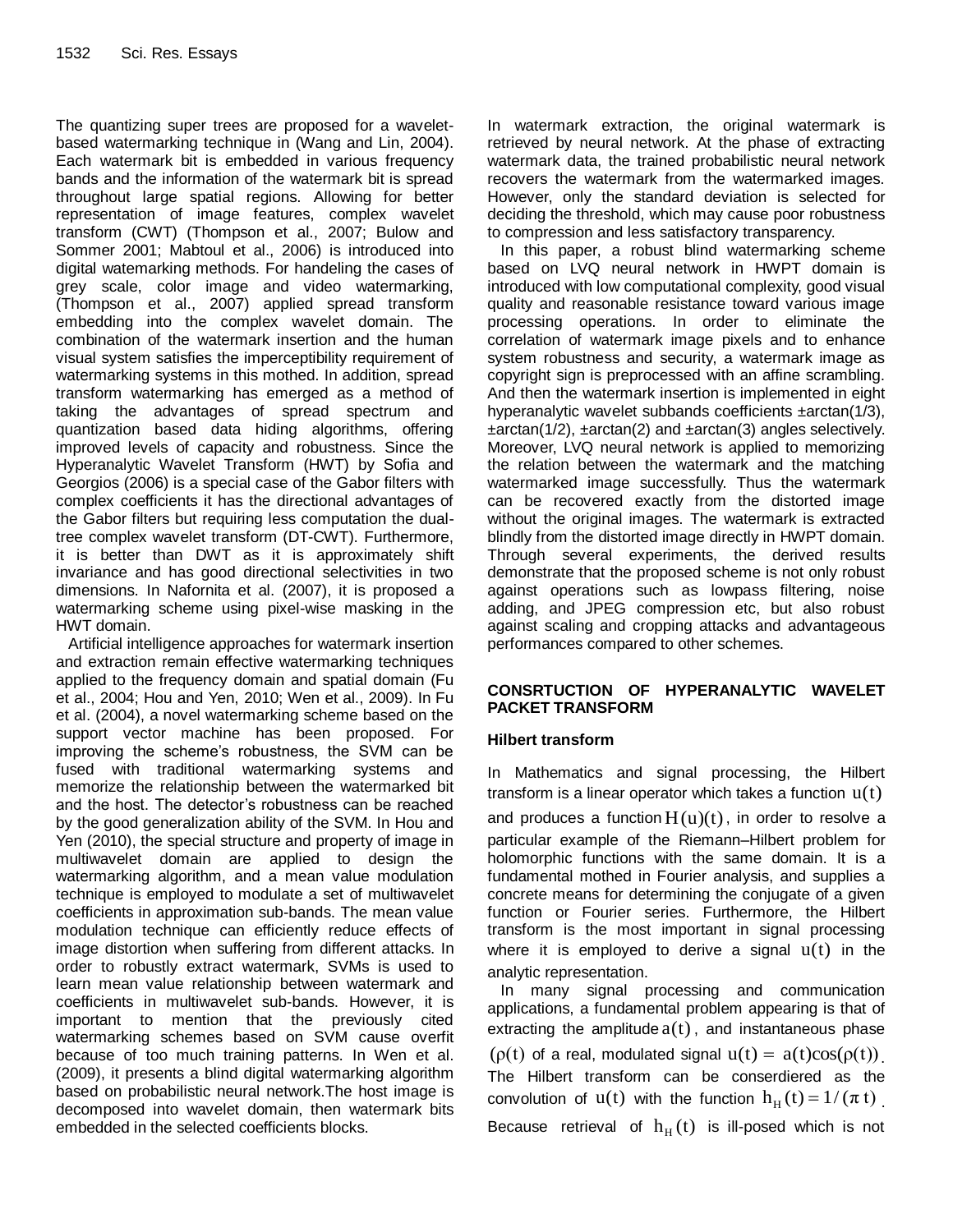The quantizing super trees are proposed for a wavelet-based watermarking technique in (Wang and Lin, 2004). Each watermark bit is embedded in various frequency bands and the information of the watermark bit is spread throughout large spatial regions. Allowing for better representation of image features, complex wavelet transform (CWT) (Thompson et al., 2007; Bulow and Sommer 2001; Mabtoul et al., 2006) is introduced into digital watemarking methods. For handeling the cases of grey scale, color image and video watermarking, (Thompson et al., 2007) applied spread transform embedding into the complex wavelet domain. The combination of the watermark insertion and the human visual system satisfies the imperceptibility requirement of watermarking systems in this mothed. In addition, spread transform watermarking has emerged as a method of taking the advantages of spread spectrum and quantization based data hiding algorithms, offering improved levels of capacity and robustness. Since the Hyperanalytic Wavelet Transform (HWT) by Sofia and Georgios (2006) is a special case of the Gabor filters with complex coefficients it has the directional advantages of the Gabor filters but requiring less computation the dual-tree complex wavelet transform (DT-CWT). Furthermore, it is better than DWT as it is approximately shift invariance and has good directional selectivities in two dimensions. In Nafornita et al. (2007), it is proposed a watermarking scheme using pixel-wise masking in the HWT domain.

Artificial intelligence approaches for watermark insertion and extraction remain effective watermarking techniques applied to the frequency domain and spatial domain (Fu et al., 2004; Hou and Yen, 2010; Wen et al., 2009). In Fu et al. (2004), a novel watermarking scheme based on the support vector machine has been proposed. For improving the scheme's robustness, the SVM can be fused with traditional watermarking systems and memorize the relationship between the watermarked bit and the host. The detector's robustness can be reached by the good generalization ability of the SVM. In Hou and Yen (2010), the special structure and property of image in multiwavelet domain are applied to design the watermarking algorithm, and a mean value modulation technique is employed to modulate a set of multiwavelet coefficients in approximation sub-bands. The mean value modulation technique can efficiently reduce effects of image distortion when suffering from different attacks. In order to robustly extract watermark, SVMs is used to learn mean value relationship between watermark and coefficients in multiwavelet sub-bands. However, it is important to mention that the previously cited watermarking schemes based on SVM cause overfit because of too much training patterns. In Wen et al. (2009), it presents a blind digital watermarking algorithm based on probabilistic neural network.The host image is decomposed into wavelet domain, then watermark bits embedded in the selected coefficients blocks.

In watermark extraction, the original watermark is retrieved by neural network. At the phase of extracting watermark data, the trained probabilistic neural network recovers the watermark from the watermarked images. However, only the standard deviation is selected for deciding the threshold, which may cause poor robustness to compression and less satisfactory transparency.

In this paper, a robust blind watermarking scheme based on LVQ neural network in HWPT domain is introduced with low computational complexity, good visual quality and reasonable resistance toward various image processing operations. In order to eliminate the correlation of watermark image pixels and to enhance system robustness and security, a watermark image as copyright sign is preprocessed with an affine scrambling. And then the watermark insertion is implemented in eight hyperanalytic wavelet subbands coefficients ±arctan(1/3), ±arctan(1/2), ±arctan(2) and ±arctan(3) angles selectively. Moreover, LVQ neural network is applied to memorizing the relation between the watermark and the matching watermarked image successfully. Thus the watermark can be recovered exactly from the distorted image without the original images. The watermark is extracted blindly from the distorted image directly in HWPT domain. Through several experiments, the derived results demonstrate that the proposed scheme is not only robust against operations such as lowpass filtering, noise adding, and JPEG compression etc, but also robust against scaling and cropping attacks and advantageous performances compared to other schemes.

## CONSRTUCTION OF HYPERANALYTIC WAVELET PACKET TRANSFORM

### Hilbert transform

In Mathematics and signal processing, the Hilbert transform is a linear operator which takes a function $u(t)$ and produces a function $H(u)(t)$, in order to resolve a particular example of the Riemann–Hilbert problem for holomorphic functions with the same domain. It is a fundamental mothed in Fourier analysis, and supplies a concrete means for determining the conjugate of a given function or Fourier series. Furthermore, the Hilbert transform is the most important in signal processing where it is employed to derive a signal $u(t)$ in the analytic representation.

In many signal processing and communication applications, a fundamental problem appearing is that of extracting the amplitude $a(t)$, and instantaneous phase $(\rho(t)$ of a real, modulated signal $u(t) = a(t)\cos(\rho(t))$. The Hilbert transform can be conserdiered as the convolution of $u(t)$ with the function $h_H(t) = 1/(\pi t)$. Because retrieval of $h_H(t)$ is ill-posed which is not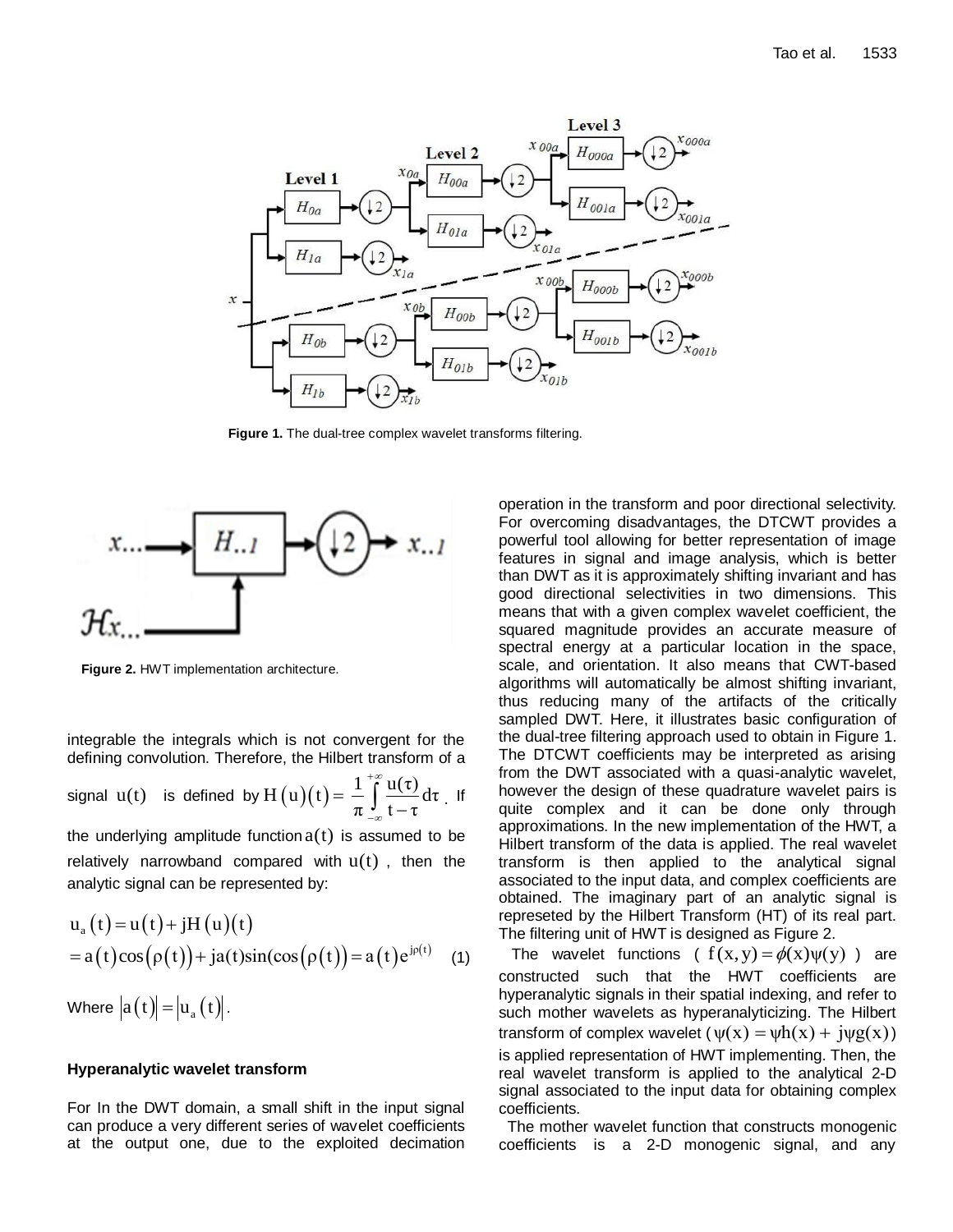Figure 1. The dual-tree complex wavelet transforms filtering.

Figure 2. HWT implementation architecture.

integrable the integrals which is not convergent for the defining convolution. Therefore, the Hilbert transform of a signal $u(t)$ is defined by $H(u)(t) = \frac{1}{\pi}\int_{-\infty}^{+\infty}\frac{u(\tau)}{t-\tau}d\tau$. If the underlying amplitude function $a(t)$ is assumed to be relatively narrowband compared with $u(t)$, then the analytic signal can be represented by:

$$
\begin{aligned}
u_a(t) &= u(t) + jH(u)(t) \\
&= a(t)\cos(\rho(t)) + ja(t)\sin(\cos(\rho(t))) = a(t)e^{j\rho(t)}
\end{aligned}
\quad (1)
$$

Where $|a(t)| = |u_a(t)|$.

### Hyperanalytic wavelet transform

For In the DWT domain, a small shift in the input signal can produce a very different series of wavelet coefficients at the output one, due to the exploited decimation operation in the transform and poor directional selectivity. For overcoming disadvantages, the DTCWT provides a powerful tool allowing for better representation of image features in signal and image analysis, which is better than DWT as it is approximately shifting invariant and has good directional selectivities in two dimensions. This means that with a given complex wavelet coefficient, the squared magnitude provides an accurate measure of spectral energy at a particular location in the space, scale, and orientation. It also means that CWT-based algorithms will automatically be almost shifting invariant, thus reducing many of the artifacts of the critically sampled DWT. Here, it illustrates basic configuration of the dual-tree filtering approach used to obtain in Figure 1. The DTCWT coefficients may be interpreted as arising from the DWT associated with a quasi-analytic wavelet, however the design of these quadrature wavelet pairs is quite complex and it can be done only through approximations. In the new implementation of the HWT, a Hilbert transform of the data is applied. The real wavelet transform is then applied to the analytical signal associated to the input data, and complex coefficients are obtained. The imaginary part of an analytic signal is represeted by the Hilbert Transform (HT) of its real part. The filtering unit of HWT is designed as Figure 2.

The wavelet functions ( $f(x,y) = \phi(x)\psi(y)$ ) are constructed such that the HWT coefficients are hyperanalytic signals in their spatial indexing, and refer to such mother wavelets as hyperanalyticizing. The Hilbert transform of complex wavelet ($\psi(x) = \psi h(x) + j\psi g(x)$) is applied representation of HWT implementing. Then, the real wavelet transform is applied to the analytical 2-D signal associated to the input data for obtaining complex coefficients.

The mother wavelet function that constructs monogenic coefficients is a 2-D monogenic signal, and any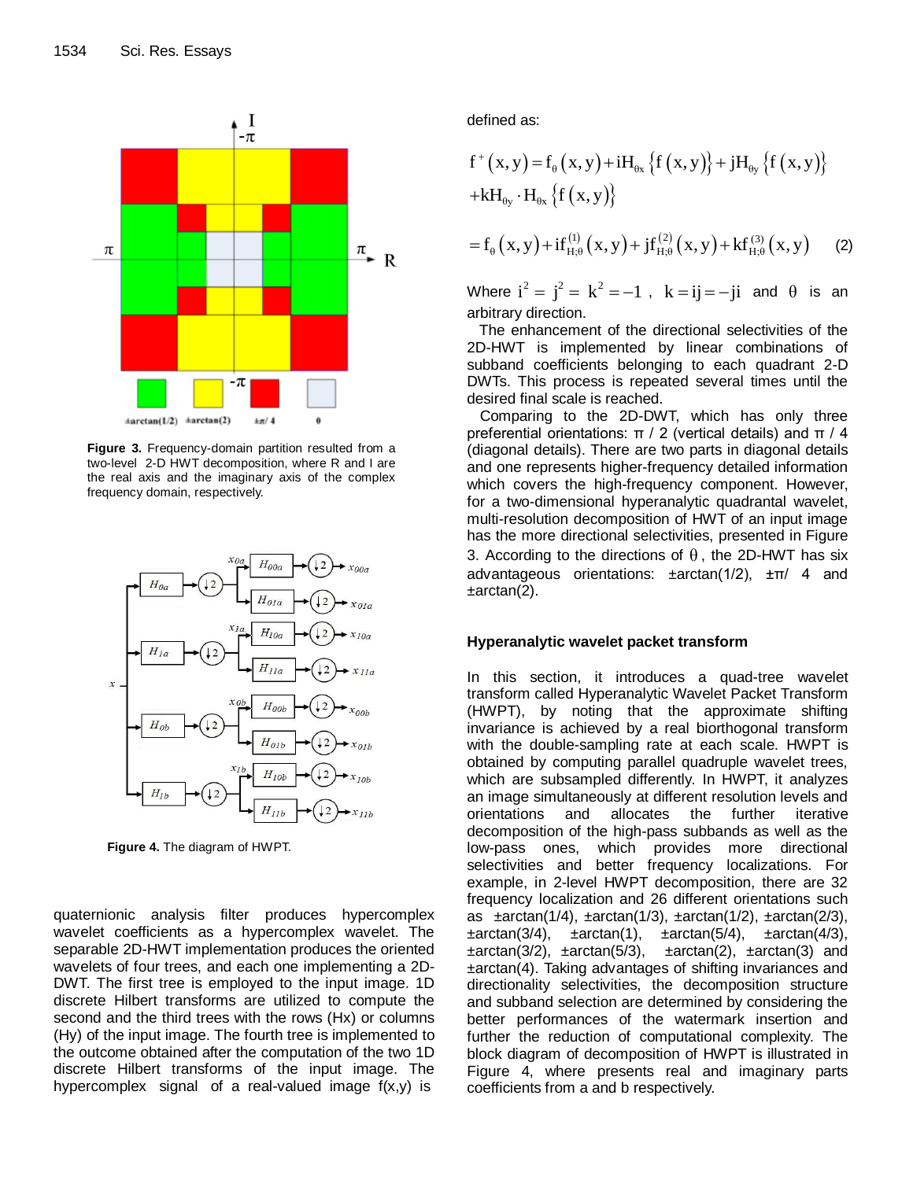**Figure 3.** Frequency-domain partition resulted from a two-level 2-D HWT decomposition, where R and I are the real axis and the imaginary axis of the complex frequency domain, respectively.

**Figure 4.** The diagram of HWPT.

quaternionic analysis filter produces hypercomplex wavelet coefficients as a hypercomplex wavelet. The separable 2D-HWT implementation produces the oriented wavelets of four trees, and each one implementing a 2D-DWT. The first tree is employed to the input image. 1D discrete Hilbert transforms are utilized to compute the second and the third trees with the rows (Hx) or columns (Hy) of the input image. The fourth tree is implemented to the outcome obtained after the computation of the two 1D discrete Hilbert transforms of the input image. The hypercomplex signal of a real-valued image f(x,y) is defined as:

$$f^{+}(x,y) = f_{\theta}(x,y) + iH_{\theta x}\{f(x,y)\} + jH_{\theta y}\{f(x,y)\} + kH_{\theta y}\cdot H_{\theta x}\{f(x,y)\}$$

$$= f_{\theta}(x,y) + if_{H;\theta}^{(1)}(x,y) + jf_{H;\theta}^{(2)}(x,y) + kf_{H;\theta}^{(3)}(x,y) \quad (2)$$

Where $i^2 = j^2 = k^2 = -1$, $k = ij = -ji$ and $\theta$ is an arbitrary direction.

The enhancement of the directional selectivities of the 2D-HWT is implemented by linear combinations of subband coefficients belonging to each quadrant 2-D DWTs. This process is repeated several times until the desired final scale is reached.

Comparing to the 2D-DWT, which has only three preferential orientations: π / 2 (vertical details) and π / 4 (diagonal details). There are two parts in diagonal details and one represents higher-frequency detailed information which covers the high-frequency component. However, for a two-dimensional hyperanalytic quadrantal wavelet, multi-resolution decomposition of HWT of an input image has the more directional selectivities, presented in Figure 3. According to the directions of $\theta$, the 2D-HWT has six advantageous orientations: ±arctan(1/2), ±π/ 4 and ±arctan(2).

### Hyperanalytic wavelet packet transform

In this section, it introduces a quad-tree wavelet transform called Hyperanalytic Wavelet Packet Transform (HWPT), by noting that the approximate shifting invariance is achieved by a real biorthogonal transform with the double-sampling rate at each scale. HWPT is obtained by computing parallel quadruple wavelet trees, which are subsampled differently. In HWPT, it analyzes an image simultaneously at different resolution levels and orientations and allocates the further iterative decomposition of the high-pass subbands as well as the low-pass ones, which provides more directional selectivities and better frequency localizations. For example, in 2-level HWPT decomposition, there are 32 frequency localization and 26 different orientations such as ±arctan(1/4), ±arctan(1/3), ±arctan(1/2), ±arctan(2/3), ±arctan(3/4), ±arctan(1), ±arctan(5/4), ±arctan(4/3), ±arctan(3/2), ±arctan(5/3), ±arctan(2), ±arctan(3) and ±arctan(4). Taking advantages of shifting invariances and directionality selectivities, the decomposition structure and subband selection are determined by considering the better performances of the watermark insertion and further the reduction of computational complexity. The block diagram of decomposition of HWPT is illustrated in Figure 4, where presents real and imaginary parts coefficients from a and b respectively.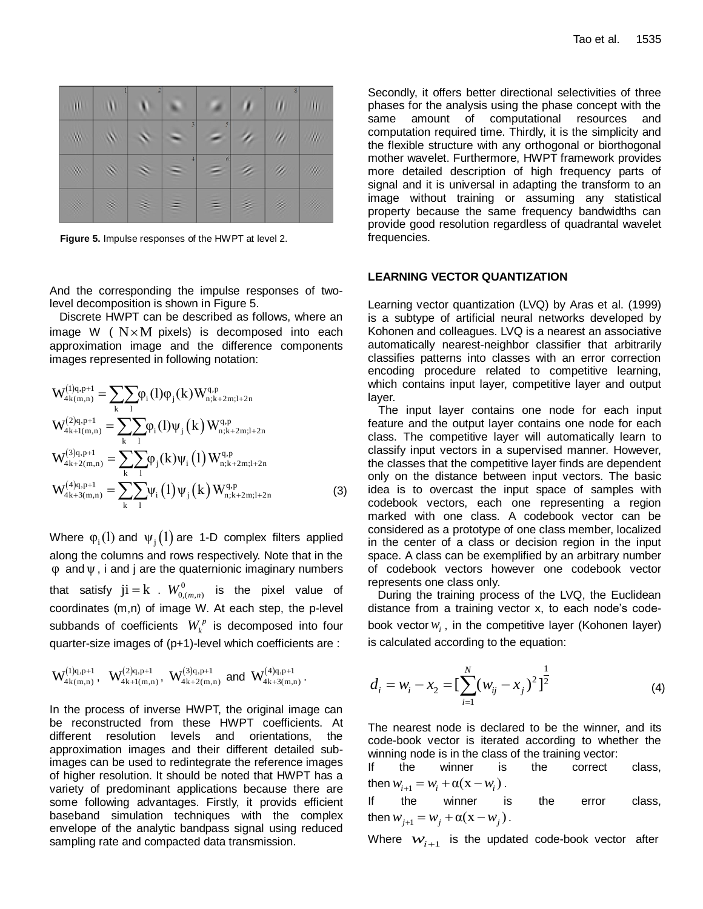Figure 5. Impulse responses of the HWPT at level 2.

And the corresponding the impulse responses of two-level decomposition is shown in Figure 5.

Discrete HWPT can be described as follows, where an image W ( $N \times M$ pixels) is decomposed into each approximation image and the difference components images represented in following notation:

$$
\begin{aligned}
W^{(1)q,p+1}_{4k(m,n)} &= \sum_k \sum_l \varphi_i(l)\varphi_j(k) W^{q,p}_{n;k+2m;l+2n} \\
W^{(2)q,p+1}_{4k+1(m,n)} &= \sum_k \sum_l \varphi_i(l)\psi_j(k) W^{q,p}_{n;k+2m;l+2n} \\
W^{(3)q,p+1}_{4k+2(m,n)} &= \sum_k \sum_l \varphi_j(k)\psi_i(l) W^{q,p}_{n;k+2m;l+2n} \\
W^{(4)q,p+1}_{4k+3(m,n)} &= \sum_k \sum_l \psi_i(l)\psi_j(k) W^{q,p}_{n;k+2m;l+2n}
\end{aligned} \tag{3}
$$

Where $\varphi_i(l)$ and $\psi_j(l)$ are 1-D complex filters applied along the columns and rows respectively. Note that in the $\varphi$ and $\psi$, i and j are the quaternionic imaginary numbers that satisfy $ji = k$. $W^0_{0,(m,n)}$ is the pixel value of coordinates (m,n) of image W. At each step, the p-level subbands of coefficients $W^p_k$ is decomposed into four quarter-size images of (p+1)-level which coefficients are :

$W^{(1)q,p+1}_{4k(m,n)}$, $W^{(2)q,p+1}_{4k+1(m,n)}$, $W^{(3)q,p+1}_{4k+2(m,n)}$ and $W^{(4)q,p+1}_{4k+3(m,n)}$.

In the process of inverse HWPT, the original image can be reconstructed from these HWPT coefficients. At different resolution levels and orientations, the approximation images and their different detailed sub-images can be used to redintegrate the reference images of higher resolution. It should be noted that HWPT has a variety of predominant applications because there are some following advantages. Firstly, it provids efficient baseband simulation techniques with the complex envelope of the analytic bandpass signal using reduced sampling rate and compacted data transmission. Secondly, it offers better directional selectivities of three phases for the analysis using the phase concept with the same amount of computational resources and computation required time. Thirdly, it is the simplicity and the flexible structure with any orthogonal or biorthogonal mother wavelet. Furthermore, HWPT framework provides more detailed description of high frequency parts of signal and it is universal in adapting the transform to an image without training or assuming any statistical property because the same frequency bandwidths can provide good resolution regardless of quadrantal wavelet frequencies.

## LEARNING VECTOR QUANTIZATION

Learning vector quantization (LVQ) by Aras et al. (1999) is a subtype of artificial neural networks developed by Kohonen and colleagues. LVQ is a nearest an associative automatically nearest-neighbor classifier that arbitrarily classifies patterns into classes with an error correction encoding procedure related to competitive learning, which contains input layer, competitive layer and output layer.

The input layer contains one node for each input feature and the output layer contains one node for each class. The competitive layer will automatically learn to classify input vectors in a supervised manner. However, the classes that the competitive layer finds are dependent only on the distance between input vectors. The basic idea is to overcast the input space of samples with codebook vectors, each one representing a region marked with one class. A codebook vector can be considered as a prototype of one class member, localized in the center of a class or decision region in the input space. A class can be exemplified by an arbitrary number of codebook vectors however one codebook vector represents one class only.

During the training process of the LVQ, the Euclidean distance from a training vector x, to each node's code-book vector $w_i$, in the competitive layer (Kohonen layer) is calculated according to the equation:

$$
d_i = w_i - x_2 = [\sum_{i=1}^{N} (w_{ij} - x_j)^2]^{\frac{1}{2}} \tag{4}
$$

The nearest node is declared to be the winner, and its code-book vector is iterated according to whether the winning node is in the class of the training vector:

If the winner is the correct class, then $w_{i+1} = w_i + \alpha(x - w_i)$.

If the winner is the error class, then $w_{j+1} = w_j + \alpha(x - w_j)$.

Where $w_{i+1}$ is the updated code-book vector after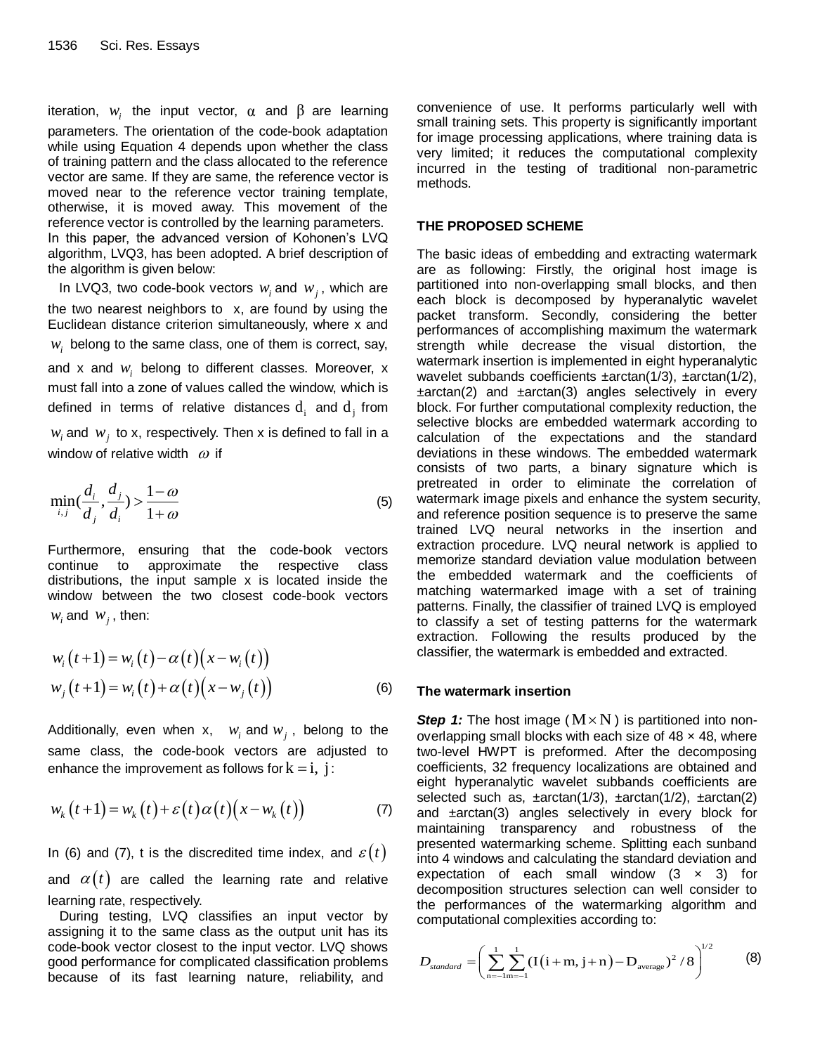iteration, $w_i$ the input vector, $\alpha$ and $\beta$ are learning parameters. The orientation of the code-book adaptation while using Equation 4 depends upon whether the class of training pattern and the class allocated to the reference vector are same. If they are same, the reference vector is moved near to the reference vector training template, otherwise, it is moved away. This movement of the reference vector is controlled by the learning parameters. In this paper, the advanced version of Kohonen's LVQ algorithm, LVQ3, has been adopted. A brief description of the algorithm is given below:

In LVQ3, two code-book vectors $w_i$ and $w_j$, which are the two nearest neighbors to x, are found by using the Euclidean distance criterion simultaneously, where x and $w_i$ belong to the same class, one of them is correct, say, and x and $w_i$ belong to different classes. Moreover, x must fall into a zone of values called the window, which is defined in terms of relative distances $d_i$ and $d_j$ from $w_i$ and $w_j$ to x, respectively. Then x is defined to fall in a window of relative width $\omega$ if

$$\min_{i,j}\left(\frac{d_i}{d_j},\frac{d_j}{d_i}\right) > \frac{1-\omega}{1+\omega} \tag{5}$$

Furthermore, ensuring that the code-book vectors continue to approximate the respective class distributions, the input sample x is located inside the window between the two closest code-book vectors $w_i$ and $w_j$, then:

$$\begin{aligned} w_i(t+1) &= w_i(t) - \alpha(t)\left(x - w_i(t)\right) \\ w_j(t+1) &= w_i(t) + \alpha(t)\left(x - w_j(t)\right) \end{aligned} \tag{6}$$

Additionally, even when x, $w_i$ and $w_j$, belong to the same class, the code-book vectors are adjusted to enhance the improvement as follows for $k = i,\ j$:

$$w_k(t+1) = w_k(t) + \varepsilon(t)\alpha(t)\left(x - w_k(t)\right) \tag{7}$$

In (6) and (7), t is the discredited time index, and $\varepsilon(t)$ and $\alpha(t)$ are called the learning rate and relative learning rate, respectively.

During testing, LVQ classifies an input vector by assigning it to the same class as the output unit has its code-book vector closest to the input vector. LVQ shows good performance for complicated classification problems because of its fast learning nature, reliability, and convenience of use. It performs particularly well with small training sets. This property is significantly important for image processing applications, where training data is very limited; it reduces the computational complexity incurred in the testing of traditional non-parametric methods.

## THE PROPOSED SCHEME

The basic ideas of embedding and extracting watermark are as following: Firstly, the original host image is partitioned into non-overlapping small blocks, and then each block is decomposed by hyperanalytic wavelet packet transform. Secondly, considering the better performances of accomplishing maximum the watermark strength while decrease the visual distortion, the watermark insertion is implemented in eight hyperanalytic wavelet subbands coefficients ±arctan(1/3), ±arctan(1/2), ±arctan(2) and ±arctan(3) angles selectively in every block. For further computational complexity reduction, the selective blocks are embedded watermark according to calculation of the expectations and the standard deviations in these windows. The embedded watermark consists of two parts, a binary signature which is pretreated in order to eliminate the correlation of watermark image pixels and enhance the system security, and reference position sequence is to preserve the same trained LVQ neural networks in the insertion and extraction procedure. LVQ neural network is applied to memorize standard deviation value modulation between the embedded watermark and the coefficients of matching watermarked image with a set of training patterns. Finally, the classifier of trained LVQ is employed to classify a set of testing patterns for the watermark extraction. Following the results produced by the classifier, the watermark is embedded and extracted.

### The watermark insertion

***Step 1:*** The host image ($M \times N$) is partitioned into non-overlapping small blocks with each size of 48 × 48, where two-level HWPT is preformed. After the decomposing coefficients, 32 frequency localizations are obtained and eight hyperanalytic wavelet subbands coefficients are selected such as, ±arctan(1/3), ±arctan(1/2), ±arctan(2) and ±arctan(3) angles selectively in every block for maintaining transparency and robustness of the presented watermarking scheme. Splitting each sunband into 4 windows and calculating the standard deviation and expectation of each small window (3 × 3) for decomposition structures selection can well consider to the performances of the watermarking algorithm and computational complexities according to:

$$D_{standard} = \left(\sum_{n=-1}^{1}\sum_{m=-1}^{1}\left(I(i+m, j+n) - D_{average}\right)^2 / 8\right)^{1/2} \tag{8}$$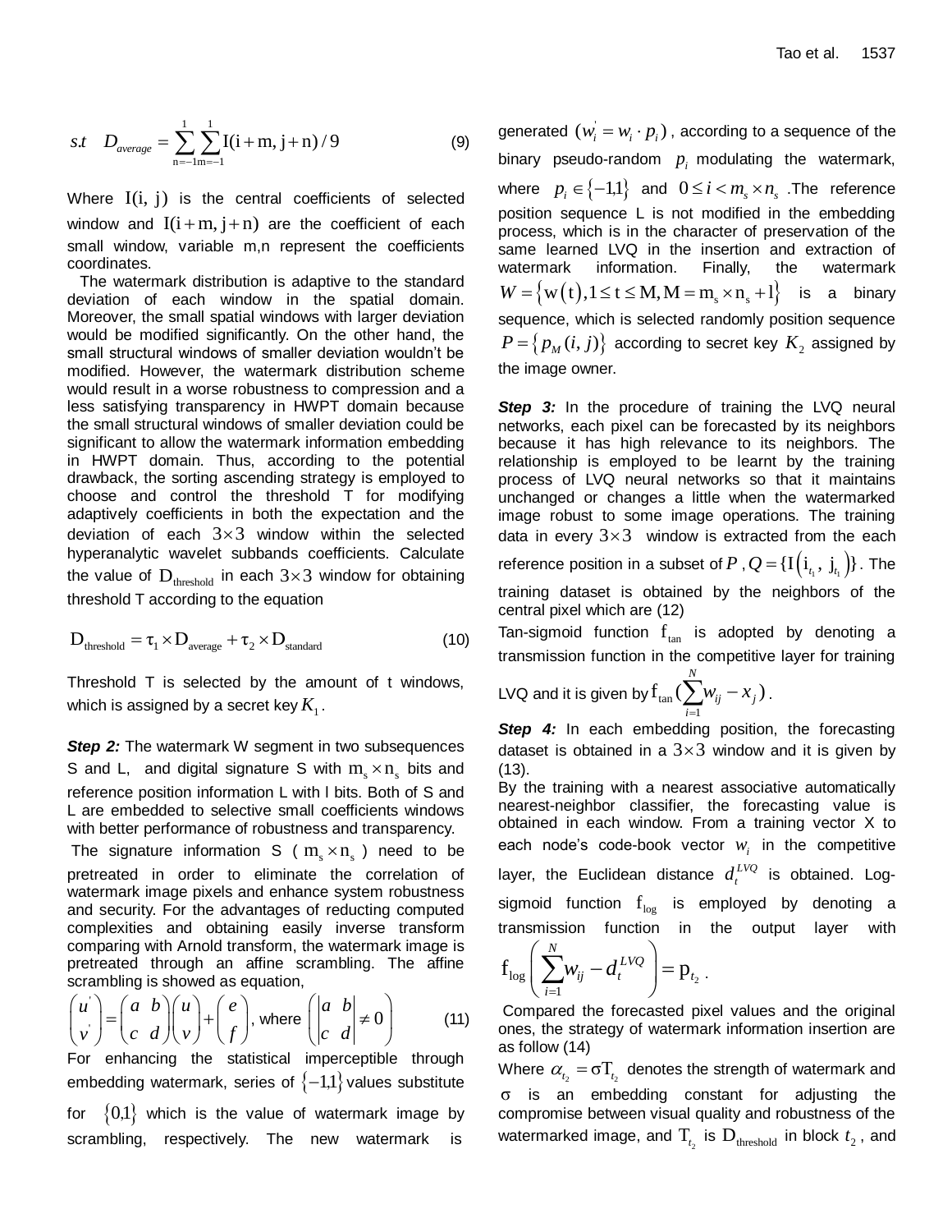$$s.t \quad D_{average} = \sum_{n=-1}^{1}\sum_{m=-1}^{1} \mathrm{I}(i+m, j+n)/9 \tag{9}$$

Where $\mathrm{I}(i, j)$ is the central coefficients of selected window and $\mathrm{I}(i+m, j+n)$ are the coefficient of each small window, variable m,n represent the coefficients coordinates.

The watermark distribution is adaptive to the standard deviation of each window in the spatial domain. Moreover, the small spatial windows with larger deviation would be modified significantly. On the other hand, the small structural windows of smaller deviation wouldn't be modified. However, the watermark distribution scheme would result in a worse robustness to compression and a less satisfying transparency in HWPT domain because the small structural windows of smaller deviation could be significant to allow the watermark information embedding in HWPT domain. Thus, according to the potential drawback, the sorting ascending strategy is employed to choose and control the threshold T for modifying adaptively coefficients in both the expectation and the deviation of each $3\times3$ window within the selected hyperanalytic wavelet subbands coefficients. Calculate the value of $\mathrm{D}_{\mathrm{threshold}}$ in each $3\times3$ window for obtaining threshold T according to the equation

$$\mathrm{D}_{\mathrm{threshold}} = \tau_1 \times \mathrm{D}_{\mathrm{average}} + \tau_2 \times \mathrm{D}_{\mathrm{standard}} \tag{10}$$

Threshold T is selected by the amount of t windows, which is assigned by a secret key $K_1$.

***Step 2:*** The watermark W segment in two subsequences S and L, and digital signature S with $\mathrm{m_s} \times \mathrm{n_s}$ bits and reference position information L with l bits. Both of S and L are embedded to selective small coefficients windows with better performance of robustness and transparency.

The signature information S ( $\mathrm{m_s} \times \mathrm{n_s}$ ) need to be pretreated in order to eliminate the correlation of watermark image pixels and enhance system robustness and security. For the advantages of reducting computed complexities and obtaining easily inverse transform comparing with Arnold transform, the watermark image is pretreated through an affine scrambling. The affine scrambling is showed as equation,

$$\begin{pmatrix} u' \\ v' \end{pmatrix} = \begin{pmatrix} a & b \\ c & d \end{pmatrix}\begin{pmatrix} u \\ v \end{pmatrix} + \begin{pmatrix} e \\ f \end{pmatrix}, \text{ where } \left(\begin{vmatrix} a & b \\ c & d \end{vmatrix} \neq 0\right) \tag{11}$$

For enhancing the statistical imperceptible through embedding watermark, series of $\{-1,1\}$ values substitute for $\{0,1\}$ which is the value of watermark image by scrambling, respectively. The new watermark is generated $(w_i' = w_i \cdot p_i)$, according to a sequence of the binary pseudo-random $p_i$ modulating the watermark, where $p_i \in \{-1,1\}$ and $0 \le i < m_s \times n_s$. The reference position sequence L is not modified in the embedding process, which is in the character of preservation of the same learned LVQ in the insertion and extraction of watermark information. Finally, the watermark $W = \{\mathrm{w}(\mathrm{t}), 1 \le \mathrm{t} \le \mathrm{M}, \mathrm{M} = \mathrm{m_s} \times \mathrm{n_s} + \mathrm{l}\}$ is a binary sequence, which is selected randomly position sequence $P = \{p_M(i, j)\}$ according to secret key $K_2$ assigned by the image owner.

***Step 3:*** In the procedure of training the LVQ neural networks, each pixel can be forecasted by its neighbors because it has high relevance to its neighbors. The relationship is employed to be learnt by the training process of LVQ neural networks so that it maintains unchanged or changes a little when the watermarked image robust to some image operations. The training data in every $3\times3$ window is extracted from the each reference position in a subset of $P$, $Q = \{\mathrm{I}(\mathrm{i}_{t_1}, \mathrm{j}_{t_1})\}$. The training dataset is obtained by the neighbors of the central pixel which are (12)

Tan-sigmoid function $\mathrm{f}_{\tan}$ is adopted by denoting a transmission function in the competitive layer for training LVQ and it is given by $\mathrm{f}_{\tan}(\sum_{i=1}^{N} w_{ij} - x_j)$.

***Step 4:*** In each embedding position, the forecasting dataset is obtained in a $3\times3$ window and it is given by (13).

By the training with a nearest associative automatically nearest-neighbor classifier, the forecasting value is obtained in each window. From a training vector X to each node's code-book vector $w_i$ in the competitive layer, the Euclidean distance $d_t^{LVQ}$ is obtained. Log-sigmoid function $\mathrm{f}_{\log}$ is employed by denoting a transmission function in the output layer with $\mathrm{f}_{\log}\left(\sum_{i=1}^{N} w_{ij} - d_t^{LVQ}\right) = \mathrm{p}_{t_2}$.

Compared the forecasted pixel values and the original ones, the strategy of watermark information insertion are as follow (14)

Where $\alpha_{t_2} = \sigma \mathrm{T}_{t_2}$ denotes the strength of watermark and $\sigma$ is an embedding constant for adjusting the compromise between visual quality and robustness of the watermarked image, and $\mathrm{T}_{t_2}$ is $\mathrm{D}_{\mathrm{threshold}}$ in block $t_2$, and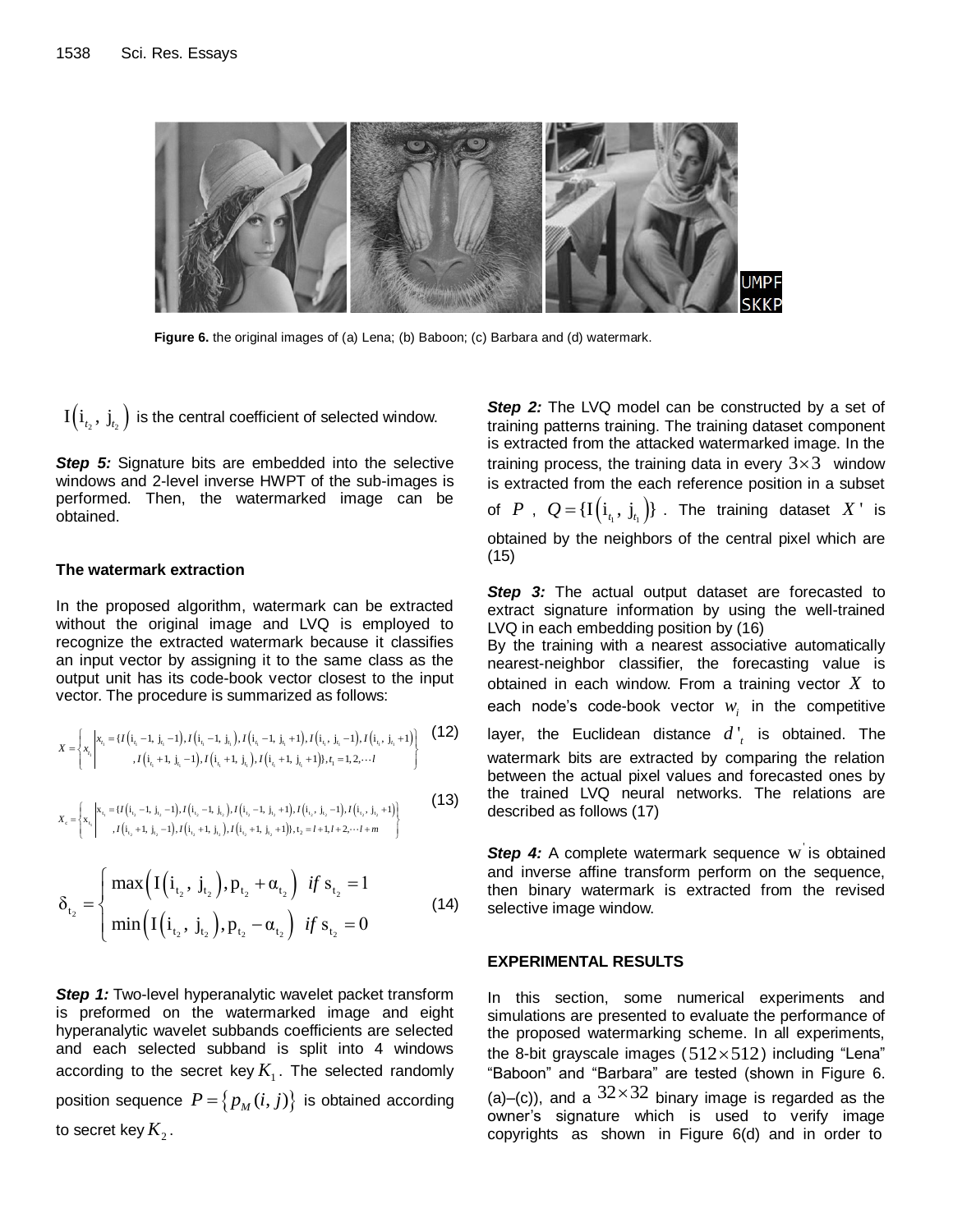Figure 6. the original images of (a) Lena; (b) Baboon; (c) Barbara and (d) watermark.

$I(i_{t_2}, j_{t_2})$ is the central coefficient of selected window.

***Step 5:*** Signature bits are embedded into the selective windows and 2-level inverse HWPT of the sub-images is performed. Then, the watermarked image can be obtained.

## The watermark extraction

In the proposed algorithm, watermark can be extracted without the original image and LVQ is employed to recognize the extracted watermark because it classifies an input vector by assigning it to the same class as the output unit has its code-book vector closest to the input vector. The procedure is summarized as follows:

$$X = \left\{ x_{t_1} \left| \begin{array}{l} x_{t_1} = \{I(i_{t_1}-1, j_{t_1}-1), I(i_{t_1}-1, j_{t_1}), I(i_{t_1}-1, j_{t_1}+1), I(i_{t_1}, j_{t_1}-1), I(i_{t_1}, j_{t_1}+1) \\ , I(i_{t_1}+1, j_{t_1}-1), I(i_{t_1}+1, j_{t_1}), I(i_{t_1}+1, j_{t_1}+1)\}, t_1 = 1, 2, \cdots l \end{array} \right. \right\} \quad (12)$$

$$X_c = \left\{ x_{t_2} \left| \begin{array}{l} x_{t_2} = \{I(i_{t_2}-1, j_{t_2}-1), I(i_{t_2}-1, j_{t_2}), I(i_{t_2}-1, j_{t_2}+1), I(i_{t_2}, j_{t_2}-1), I(i_{t_2}, j_{t_2}+1) \\ , I(i_{t_2}+1, j_{t_2}-1), I(i_{t_2}+1, j_{t_2}), I(i_{t_2}+1, j_{t_2}+1)\}, t_2 = l+1, l+2, \cdots l+m \end{array} \right. \right\} \quad (13)$$

$$\delta_{t_2} = \begin{cases} \max\left(I(i_{t_2}, j_{t_2}), p_{t_2} + \alpha_{t_2}\right) & if\ s_{t_2} = 1 \\ \min\left(I(i_{t_2}, j_{t_2}), p_{t_2} - \alpha_{t_2}\right) & if\ s_{t_2} = 0 \end{cases} \quad (14)$$

***Step 1:*** Two-level hyperanalytic wavelet packet transform is preformed on the watermarked image and eight hyperanalytic wavelet subbands coefficients are selected and each selected subband is split into 4 windows according to the secret key $K_1$. The selected randomly position sequence $P = \{p_M(i, j)\}$ is obtained according to secret key $K_2$.

***Step 2:*** The LVQ model can be constructed by a set of training patterns training. The training dataset component is extracted from the attacked watermarked image. In the training process, the training data in every $3\times3$ window is extracted from the each reference position in a subset of $P$, $Q = \{I(i_{t_1}, j_{t_1})\}$. The training dataset $X'$ is obtained by the neighbors of the central pixel which are (15)

***Step 3:*** The actual output dataset are forecasted to extract signature information by using the well-trained LVQ in each embedding position by (16)
By the training with a nearest associative automatically nearest-neighbor classifier, the forecasting value is obtained in each window. From a training vector $X$ to each node's code-book vector $w_i$ in the competitive layer, the Euclidean distance $d'_t$ is obtained. The watermark bits are extracted by comparing the relation between the actual pixel values and forecasted ones by the trained LVQ neural networks. The relations are described as follows (17)

***Step 4:*** A complete watermark sequence $w'$ is obtained and inverse affine transform perform on the sequence, then binary watermark is extracted from the revised selective image window.

## EXPERIMENTAL RESULTS

In this section, some numerical experiments and simulations are presented to evaluate the performance of the proposed watermarking scheme. In all experiments, the 8-bit grayscale images ($512\times512$) including "Lena" "Baboon" and "Barbara" are tested (shown in Figure 6. (a)–(c)), and a $32\times32$ binary image is regarded as the owner's signature which is used to verify image copyrights as shown in Figure 6(d) and in order to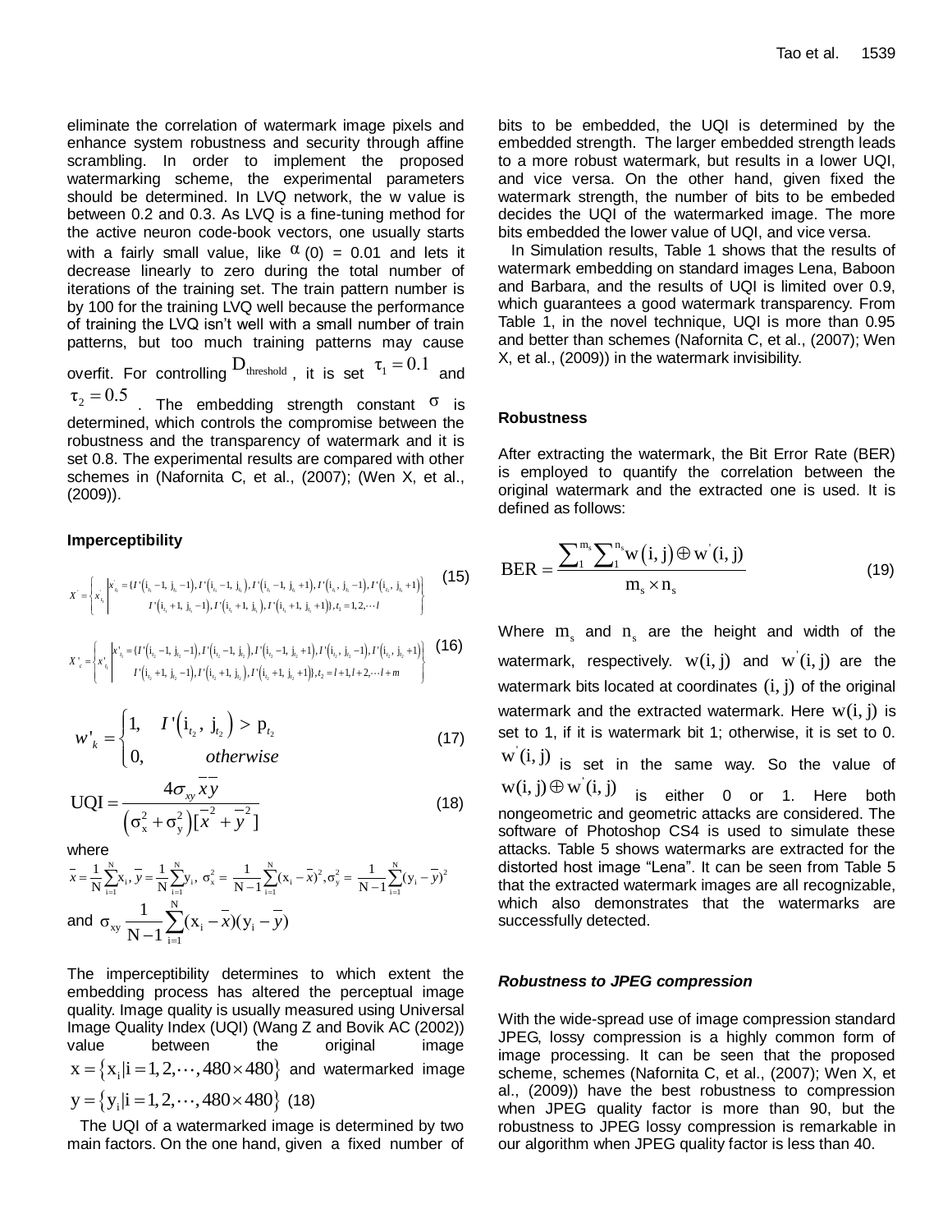eliminate the correlation of watermark image pixels and enhance system robustness and security through affine scrambling. In order to implement the proposed watermarking scheme, the experimental parameters should be determined. In LVQ network, the w value is between 0.2 and 0.3. As LVQ is a fine-tuning method for the active neuron code-book vectors, one usually starts with a fairly small value, like $\alpha(0) = 0.01$ and lets it decrease linearly to zero during the total number of iterations of the training set. The train pattern number is by 100 for the training LVQ well because the performance of training the LVQ isn't well with a small number of train patterns, but too much training patterns may cause overfit. For controlling $D_{threshold}$, it is set $\tau_1 = 0.1$ and $\tau_2 = 0.5$. The embedding strength constant $\sigma$ is determined, which controls the compromise between the robustness and the transparency of watermark and it is set 0.8. The experimental results are compared with other schemes in (Nafornita C, et al., (2007); (Wen X, et al., (2009)).

### Imperceptibility

$$X^{'} = \left\{ x^{'}_{t_1} \middle| \begin{array}{l} x^{'}_{t_1} = \{I'(i_{t_1}-1,\ j_{t_1}-1), I'(i_{t_1}-1,\ j_{t_1}), I'(i_{t_1}-1,\ j_{t_1}+1), I'(i_{t_1},\ j_{t_1}-1), I'(i_{t_1},\ j_{t_1}+1) \\ I'(i_{t_1}+1,\ j_{t_1}-1), I'(i_{t_1}+1,\ j_{t_1}), I'(i_{t_1}+1,\ j_{t_1}+1)\}, t_1 = 1,2,\cdots l \end{array} \right\} \tag{15}$$

$$X^{'}_{c} = \left\{ x^{'}_{t_2} \middle| \begin{array}{l} x^{'}_{t_2} = \{I'(i_{t_2}-1,\ j_{t_2}-1), I'(i_{t_2}-1,\ j_{t_2}), I'(i_{t_2}-1,\ j_{t_2}+1), I'(i_{t_2},\ j_{t_2}-1), I'(i_{t_2},\ j_{t_2}+1) \\ I'(i_{t_2}+1,\ j_{t_2}-1), I'(i_{t_2}+1,\ j_{t_2}), I'(i_{t_2}+1,\ j_{t_2}+1)\}, t_2 = l+1, l+2, \cdots l+m \end{array} \right\} \tag{16}$$

$$w'_k = \begin{cases} 1, & I'\left(i_{t_2},\ j_{t_2}\right) > p_{t_2} \\ 0, & otherwise \end{cases} \tag{17}$$

$$\text{UQI} = \frac{4\sigma_{xy}\bar{x}\bar{y}}{\left(\sigma_x^2 + \sigma_y^2\right)[\bar{x}^2 + \bar{y}^2]} \tag{18}$$

where

$$\bar{x} = \frac{1}{N}\sum_{i=1}^{N} x_i,\ \bar{y} = \frac{1}{N}\sum_{i=1}^{N} y_i,\ \sigma_x^2 = \frac{1}{N-1}\sum_{i=1}^{N}(x_i - \bar{x})^2, \sigma_y^2 = \frac{1}{N-1}\sum_{i=1}^{N}(y_i - \bar{y})^2$$

and $\sigma_{xy}\ \frac{1}{N-1}\sum_{i=1}^{N}(x_i - \bar{x})(y_i - \bar{y})$

The imperceptibility determines to which extent the embedding process has altered the perceptual image quality. Image quality is usually measured using Universal Image Quality Index (UQI) (Wang Z and Bovik AC (2002)) value between the original image $x = \{x_i | i = 1, 2, \cdots, 480 \times 480\}$ and watermarked image $y = \{y_i | i = 1, 2, \cdots, 480 \times 480\}$ (18)

The UQI of a watermarked image is determined by two main factors. On the one hand, given a fixed number of bits to be embedded, the UQI is determined by the embedded strength. The larger embedded strength leads to a more robust watermark, but results in a lower UQI, and vice versa. On the other hand, given fixed the watermark strength, the number of bits to be embeded decides the UQI of the watermarked image. The more bits embedded the lower value of UQI, and vice versa.

In Simulation results, Table 1 shows that the results of watermark embedding on standard images Lena, Baboon and Barbara, and the results of UQI is limited over 0.9, which guarantees a good watermark transparency. From Table 1, in the novel technique, UQI is more than 0.95 and better than schemes (Nafornita C, et al., (2007); Wen X, et al., (2009)) in the watermark invisibility.

### Robustness

After extracting the watermark, the Bit Error Rate (BER) is employed to quantify the correlation between the original watermark and the extracted one is used. It is defined as follows:

$$\text{BER} = \frac{\sum_{1}^{m_s}\sum_{1}^{n_s} w\left(i, j\right) \oplus w^{'}(i, j)}{m_s \times n_s} \tag{19}$$

Where $m_s$ and $n_s$ are the height and width of the watermark, respectively. $w(i, j)$ and $w^{'}(i, j)$ are the watermark bits located at coordinates $(i, j)$ of the original watermark and the extracted watermark. Here $w(i, j)$ is set to 1, if it is watermark bit 1; otherwise, it is set to 0. $w^{'}(i, j)$ is set in the same way. So the value of $w(i, j) \oplus w^{'}(i, j)$ is either 0 or 1. Here both nongeometric and geometric attacks are considered. The software of Photoshop CS4 is used to simulate these attacks. Table 5 shows watermarks are extracted for the distorted host image "Lena". It can be seen from Table 5 that the extracted watermark images are all recognizable, which also demonstrates that the watermarks are successfully detected.

#### *Robustness to JPEG compression*

With the wide-spread use of image compression standard JPEG, lossy compression is a highly common form of image processing. It can be seen that the proposed scheme, schemes (Nafornita C, et al., (2007); Wen X, et al., (2009)) have the best robustness to compression when JPEG quality factor is more than 90, but the robustness to JPEG lossy compression is remarkable in our algorithm when JPEG quality factor is less than 40.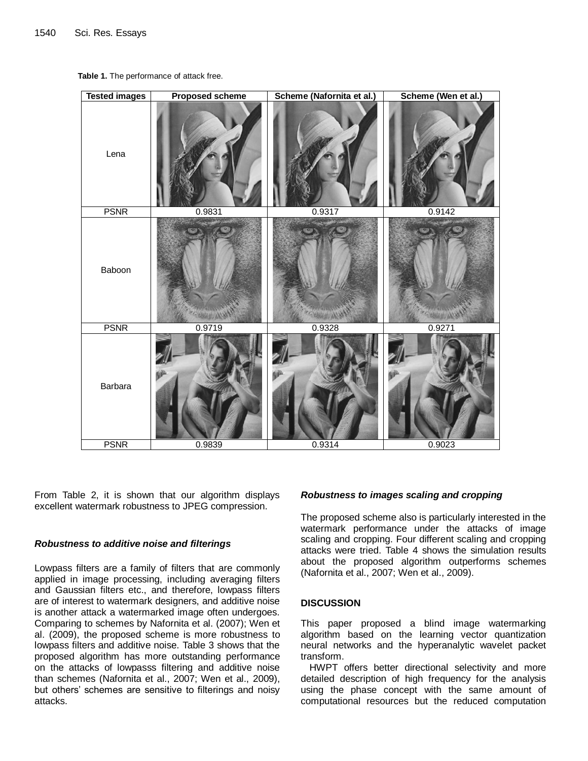**Table 1.** The performance of attack free.

| Tested images | Proposed scheme | Scheme (Nafornita et al.) | Scheme (Wen et al.) |
|---|---|---|---|
| Lena | | | |
| PSNR | 0.9831 | 0.9317 | 0.9142 |
| Baboon | | | |
| PSNR | 0.9719 | 0.9328 | 0.9271 |
| Barbara | | | |
| PSNR | 0.9839 | 0.9314 | 0.9023 |

From Table 2, it is shown that our algorithm displays excellent watermark robustness to JPEG compression.

### *Robustness to additive noise and filterings*

Lowpass filters are a family of filters that are commonly applied in image processing, including averaging filters and Gaussian filters etc., and therefore, lowpass filters are of interest to watermark designers, and additive noise is another attack a watermarked image often undergoes. Comparing to schemes by Nafornita et al. (2007); Wen et al. (2009), the proposed scheme is more robustness to lowpass filters and additive noise. Table 3 shows that the proposed algorithm has more outstanding performance on the attacks of lowpasss filtering and additive noise than schemes (Nafornita et al., 2007; Wen et al., 2009), but others' schemes are sensitive to filterings and noisy attacks.

### *Robustness to images scaling and cropping*

The proposed scheme also is particularly interested in the watermark performance under the attacks of image scaling and cropping. Four different scaling and cropping attacks were tried. Table 4 shows the simulation results about the proposed algorithm outperforms schemes (Nafornita et al., 2007; Wen et al., 2009).

## DISCUSSION

This paper proposed a blind image watermarking algorithm based on the learning vector quantization neural networks and the hyperanalytic wavelet packet transform.

HWPT offers better directional selectivity and more detailed description of high frequency for the analysis using the phase concept with the same amount of computational resources but the reduced computation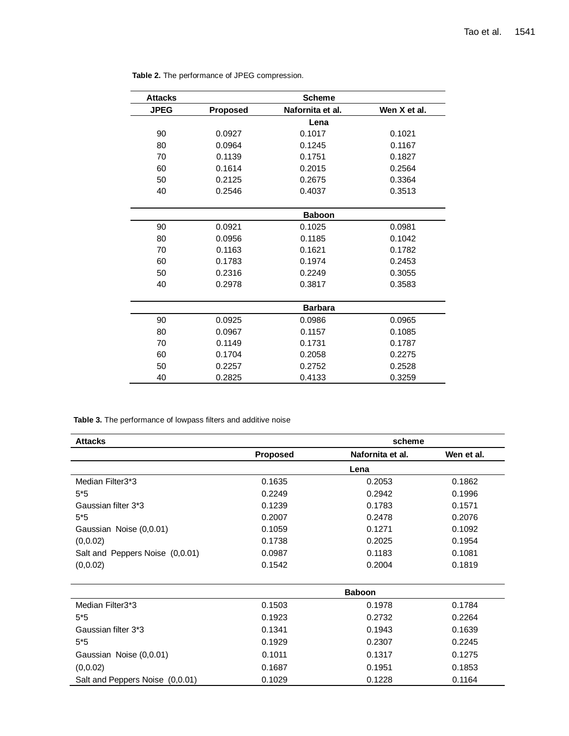**Table 2.** The performance of JPEG compression.

| Attacks | Scheme | | |
|---|---|---|---|
| JPEG | Proposed | Nafornita et al. | Wen X et al. |
| | | Lena | |
| 90 | 0.0927 | 0.1017 | 0.1021 |
| 80 | 0.0964 | 0.1245 | 0.1167 |
| 70 | 0.1139 | 0.1751 | 0.1827 |
| 60 | 0.1614 | 0.2015 | 0.2564 |
| 50 | 0.2125 | 0.2675 | 0.3364 |
| 40 | 0.2546 | 0.4037 | 0.3513 |
| | | Baboon | |
| 90 | 0.0921 | 0.1025 | 0.0981 |
| 80 | 0.0956 | 0.1185 | 0.1042 |
| 70 | 0.1163 | 0.1621 | 0.1782 |
| 60 | 0.1783 | 0.1974 | 0.2453 |
| 50 | 0.2316 | 0.2249 | 0.3055 |
| 40 | 0.2978 | 0.3817 | 0.3583 |
| | | Barbara | |
| 90 | 0.0925 | 0.0986 | 0.0965 |
| 80 | 0.0967 | 0.1157 | 0.1085 |
| 70 | 0.1149 | 0.1731 | 0.1787 |
| 60 | 0.1704 | 0.2058 | 0.2275 |
| 50 | 0.2257 | 0.2752 | 0.2528 |
| 40 | 0.2825 | 0.4133 | 0.3259 |

**Table 3.** The performance of lowpass filters and additive noise

| Attacks | scheme | | |
|---|---|---|---|
| | Proposed | Nafornita et al. | Wen et al. |
| | | Lena | |
| Median Filter3*3 | 0.1635 | 0.2053 | 0.1862 |
| 5*5 | 0.2249 | 0.2942 | 0.1996 |
| Gaussian filter 3*3 | 0.1239 | 0.1783 | 0.1571 |
| 5*5 | 0.2007 | 0.2478 | 0.2076 |
| Gaussian Noise (0,0.01) | 0.1059 | 0.1271 | 0.1092 |
| (0,0.02) | 0.1738 | 0.2025 | 0.1954 |
| Salt and Peppers Noise (0,0.01) | 0.0987 | 0.1183 | 0.1081 |
| (0,0.02) | 0.1542 | 0.2004 | 0.1819 |
| | | Baboon | |
| Median Filter3*3 | 0.1503 | 0.1978 | 0.1784 |
| 5*5 | 0.1923 | 0.2732 | 0.2264 |
| Gaussian filter 3*3 | 0.1341 | 0.1943 | 0.1639 |
| 5*5 | 0.1929 | 0.2307 | 0.2245 |
| Gaussian Noise (0,0.01) | 0.1011 | 0.1317 | 0.1275 |
| (0,0.02) | 0.1687 | 0.1951 | 0.1853 |
| Salt and Peppers Noise (0,0.01) | 0.1029 | 0.1228 | 0.1164 |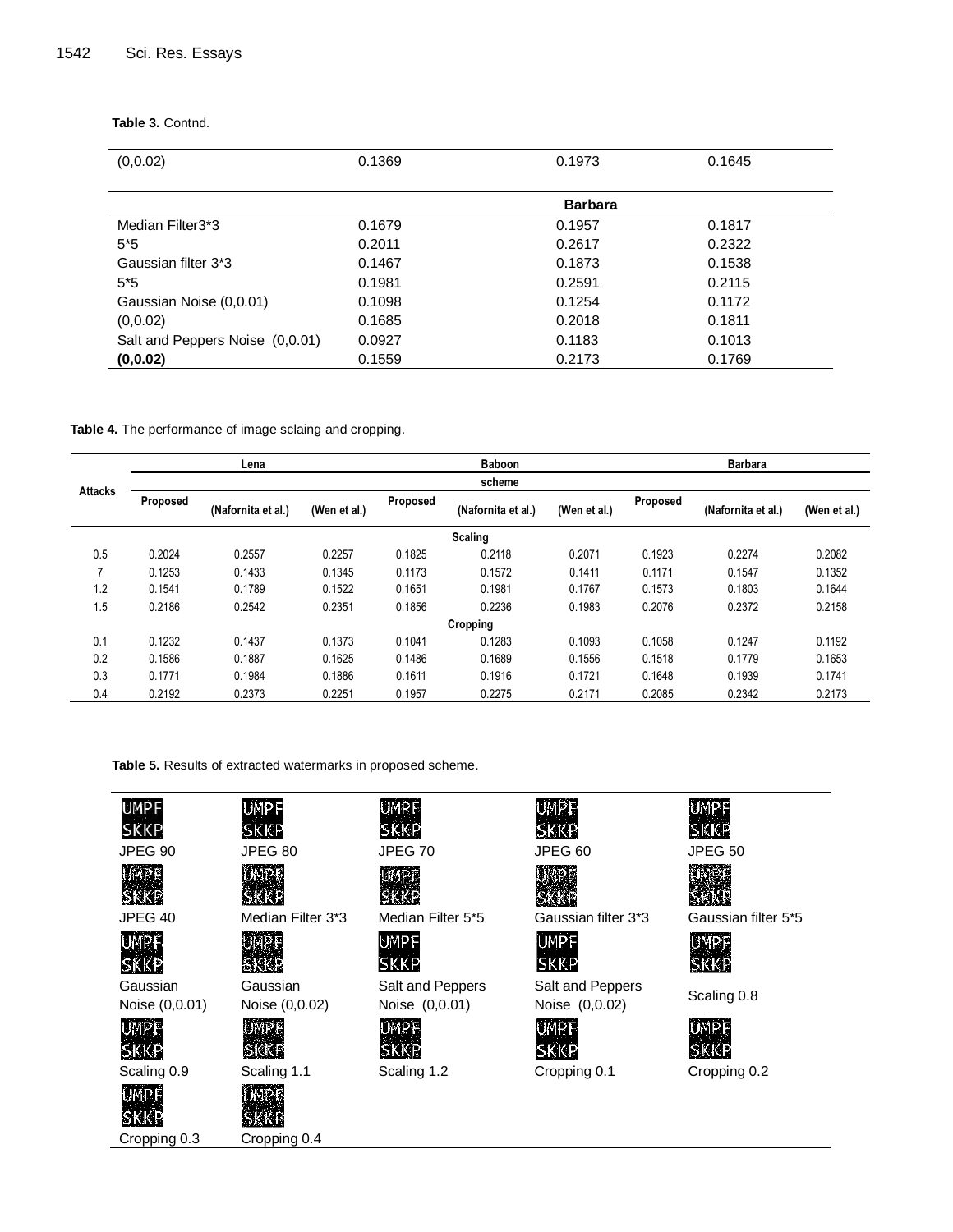**Table 3.** Contnd.

| | | | |
|---|---|---|---|
| (0,0.02) | 0.1369 | 0.1973 | 0.1645 |
| | | **Barbara** | |
| Median Filter3*3 | 0.1679 | 0.1957 | 0.1817 |
| 5*5 | 0.2011 | 0.2617 | 0.2322 |
| Gaussian filter 3*3 | 0.1467 | 0.1873 | 0.1538 |
| 5*5 | 0.1981 | 0.2591 | 0.2115 |
| Gaussian Noise (0,0.01) | 0.1098 | 0.1254 | 0.1172 |
| (0,0.02) | 0.1685 | 0.2018 | 0.1811 |
| Salt and Peppers Noise (0,0.01) | 0.0927 | 0.1183 | 0.1013 |
| **(0,0.02)** | 0.1559 | 0.2173 | 0.1769 |

**Table 4.** The performance of image sclaing and cropping.

| Attacks | Lena | | | Baboon | | | Barbara | | |
|---|---|---|---|---|---|---|---|---|---|
| | scheme | | | | | | | | |
| | Proposed | (Nafornita et al.) | (Wen et al.) | Proposed | (Nafornita et al.) | (Wen et al.) | Proposed | (Nafornita et al.) | (Wen et al.) |
| | | | | | **Scaling** | | | | |
| 0.5 | 0.2024 | 0.2557 | 0.2257 | 0.1825 | 0.2118 | 0.2071 | 0.1923 | 0.2274 | 0.2082 |
| 7 | 0.1253 | 0.1433 | 0.1345 | 0.1173 | 0.1572 | 0.1411 | 0.1171 | 0.1547 | 0.1352 |
| 1.2 | 0.1541 | 0.1789 | 0.1522 | 0.1651 | 0.1981 | 0.1767 | 0.1573 | 0.1803 | 0.1644 |
| 1.5 | 0.2186 | 0.2542 | 0.2351 | 0.1856 | 0.2236 | 0.1983 | 0.2076 | 0.2372 | 0.2158 |
| | | | | | **Cropping** | | | | |
| 0.1 | 0.1232 | 0.1437 | 0.1373 | 0.1041 | 0.1283 | 0.1093 | 0.1058 | 0.1247 | 0.1192 |
| 0.2 | 0.1586 | 0.1887 | 0.1625 | 0.1486 | 0.1689 | 0.1556 | 0.1518 | 0.1779 | 0.1653 |
| 0.3 | 0.1771 | 0.1984 | 0.1886 | 0.1611 | 0.1916 | 0.1721 | 0.1648 | 0.1939 | 0.1741 |
| 0.4 | 0.2192 | 0.2373 | 0.2251 | 0.1957 | 0.2275 | 0.2171 | 0.2085 | 0.2342 | 0.2173 |

**Table 5.** Results of extracted watermarks in proposed scheme.

| | | | | |
|---|---|---|---|---|
| UMPF SKKP<br>JPEG 90 | UMPF SKKP<br>JPEG 80 | UMPF SKKP<br>JPEG 70 | UMPF SKKP<br>JPEG 60 | UMPF SKKP<br>JPEG 50 |
| UMPF SKKP<br>JPEG 40 | UMPF SKKP<br>Median Filter 3*3 | UMPF SKKP<br>Median Filter 5*5 | UMPF SKKP<br>Gaussian filter 3*3 | UMPF SKKP<br>Gaussian filter 5*5 |
| UMPF SKKP<br>Gaussian Noise (0,0.01) | UMPF SKKP<br>Gaussian Noise (0,0.02) | UMPF SKKP<br>Salt and Peppers Noise (0,0.01) | UMPF SKKP<br>Salt and Peppers Noise (0,0.02) | UMPF SKKP<br>Scaling 0.8 |
| UMPF SKKP<br>Scaling 0.9 | UMPF SKKP<br>Scaling 1.1 | UMPF SKKP<br>Scaling 1.2 | UMPF SKKP<br>Cropping 0.1 | UMPF SKKP<br>Cropping 0.2 |
| UMPF SKKP<br>Cropping 0.3 | UMPF SKKP<br>Cropping 0.4 | | | |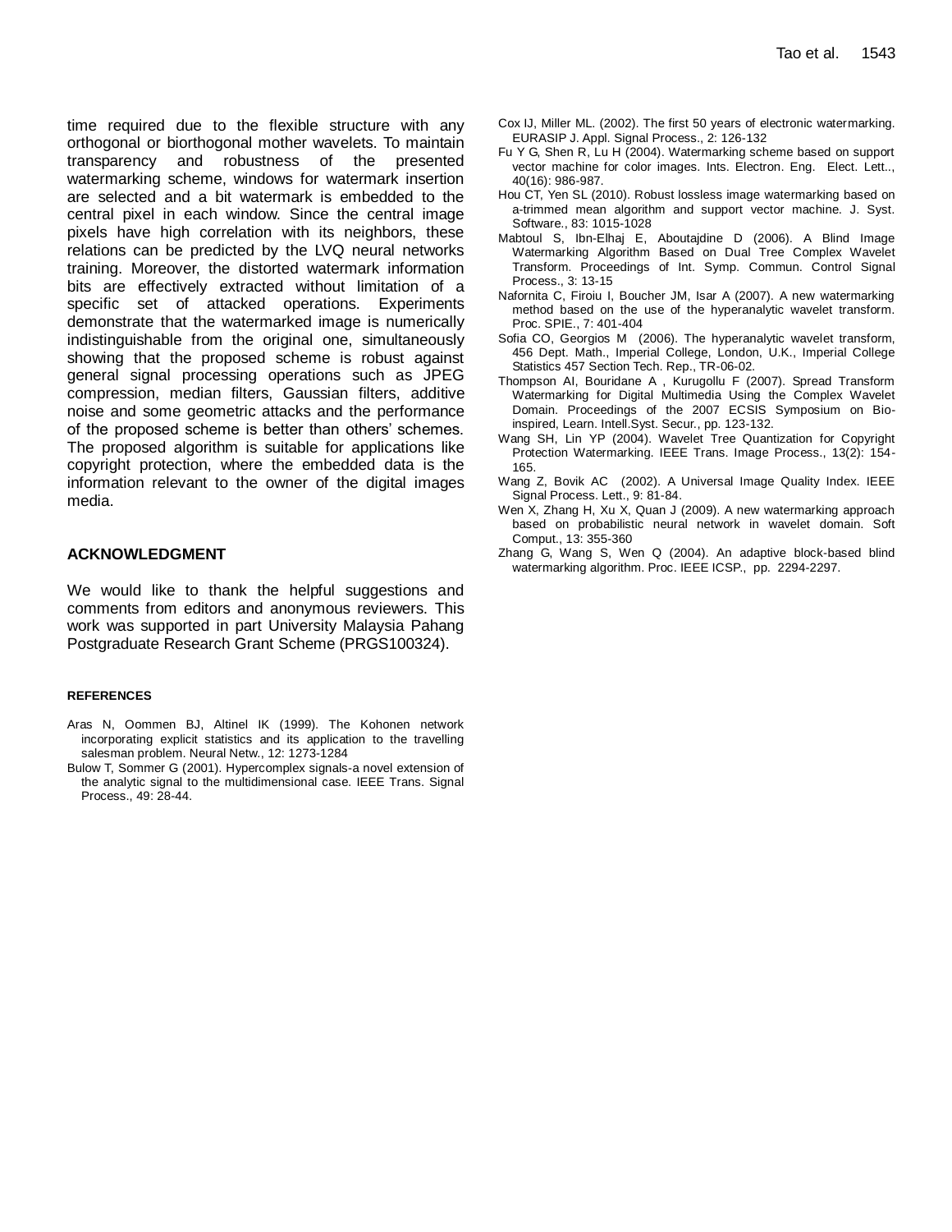time required due to the flexible structure with any orthogonal or biorthogonal mother wavelets. To maintain transparency and robustness of the presented watermarking scheme, windows for watermark insertion are selected and a bit watermark is embedded to the central pixel in each window. Since the central image pixels have high correlation with its neighbors, these relations can be predicted by the LVQ neural networks training. Moreover, the distorted watermark information bits are effectively extracted without limitation of a specific set of attacked operations. Experiments demonstrate that the watermarked image is numerically indistinguishable from the original one, simultaneously showing that the proposed scheme is robust against general signal processing operations such as JPEG compression, median filters, Gaussian filters, additive noise and some geometric attacks and the performance of the proposed scheme is better than others' schemes. The proposed algorithm is suitable for applications like copyright protection, where the embedded data is the information relevant to the owner of the digital images media.

## ACKNOWLEDGMENT

We would like to thank the helpful suggestions and comments from editors and anonymous reviewers. This work was supported in part University Malaysia Pahang Postgraduate Research Grant Scheme (PRGS100324).

## REFERENCES

Aras N, Oommen BJ, Altinel IK (1999). The Kohonen network incorporating explicit statistics and its application to the travelling salesman problem. Neural Netw., 12: 1273-1284

Bulow T, Sommer G (2001). Hypercomplex signals-a novel extension of the analytic signal to the multidimensional case. IEEE Trans. Signal Process., 49: 28-44.

Cox IJ, Miller ML. (2002). The first 50 years of electronic watermarking. EURASIP J. Appl. Signal Process., 2: 126-132

Fu Y G, Shen R, Lu H (2004). Watermarking scheme based on support vector machine for color images. Ints. Electron. Eng. Elect. Lett.., 40(16): 986-987.

Hou CT, Yen SL (2010). Robust lossless image watermarking based on a-trimmed mean algorithm and support vector machine. J. Syst. Software., 83: 1015-1028

Mabtoul S, Ibn-Elhaj E, Aboutajdine D (2006). A Blind Image Watermarking Algorithm Based on Dual Tree Complex Wavelet Transform. Proceedings of Int. Symp. Commun. Control Signal Process., 3: 13-15

Nafornita C, Firoiu I, Boucher JM, Isar A (2007). A new watermarking method based on the use of the hyperanalytic wavelet transform. Proc. SPIE., 7: 401-404

Sofia CO, Georgios M (2006). The hyperanalytic wavelet transform, 456 Dept. Math., Imperial College, London, U.K., Imperial College Statistics 457 Section Tech. Rep., TR-06-02.

Thompson AI, Bouridane A , Kurugollu F (2007). Spread Transform Watermarking for Digital Multimedia Using the Complex Wavelet Domain. Proceedings of the 2007 ECSIS Symposium on Bio-inspired, Learn. Intell.Syst. Secur., pp. 123-132.

Wang SH, Lin YP (2004). Wavelet Tree Quantization for Copyright Protection Watermarking. IEEE Trans. Image Process., 13(2): 154-165.

Wang Z, Bovik AC (2002). A Universal Image Quality Index. IEEE Signal Process. Lett., 9: 81-84.

Wen X, Zhang H, Xu X, Quan J (2009). A new watermarking approach based on probabilistic neural network in wavelet domain. Soft Comput., 13: 355-360

Zhang G, Wang S, Wen Q (2004). An adaptive block-based blind watermarking algorithm. Proc. IEEE ICSP., pp. 2294-2297.